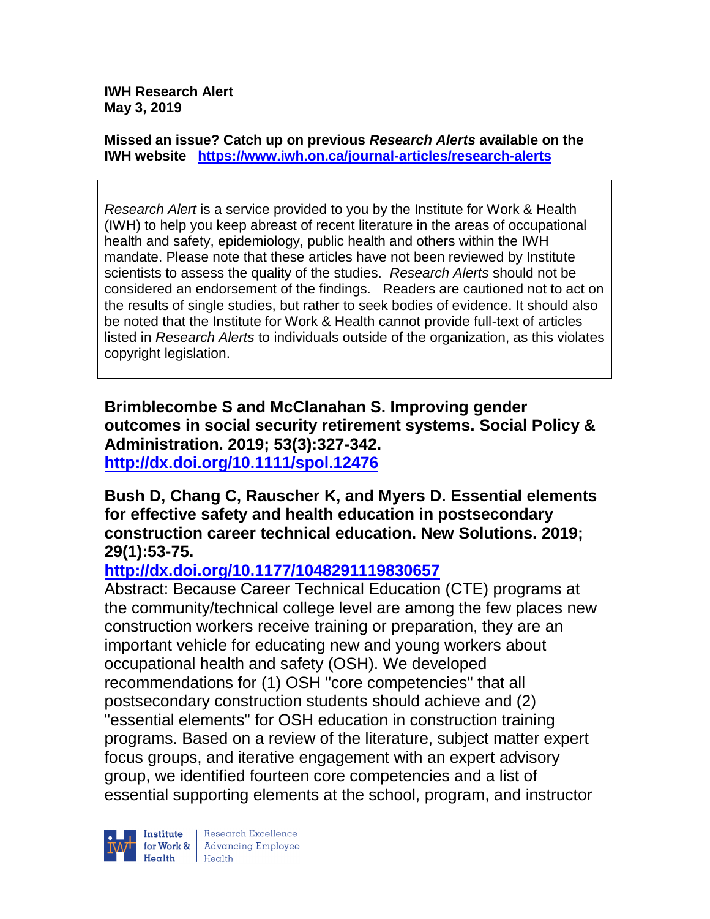**IWH Research Alert**
**May 3, 2019**

**Missed an issue? Catch up on previous *Research Alerts* available on the IWH website** **https://www.iwh.on.ca/journal-articles/research-alerts**

*Research Alert* is a service provided to you by the Institute for Work & Health (IWH) to help you keep abreast of recent literature in the areas of occupational health and safety, epidemiology, public health and others within the IWH mandate. Please note that these articles have not been reviewed by Institute scientists to assess the quality of the studies. *Research Alerts* should not be considered an endorsement of the findings. Readers are cautioned not to act on the results of single studies, but rather to seek bodies of evidence. It should also be noted that the Institute for Work & Health cannot provide full-text of articles listed in *Research Alerts* to individuals outside of the organization, as this violates copyright legislation.

**Brimblecombe S and McClanahan S. Improving gender outcomes in social security retirement systems. Social Policy & Administration. 2019; 53(3):327-342.**
**http://dx.doi.org/10.1111/spol.12476**

**Bush D, Chang C, Rauscher K, and Myers D. Essential elements for effective safety and health education in postsecondary construction career technical education. New Solutions. 2019; 29(1):53-75.**
**http://dx.doi.org/10.1177/1048291119830657**

Abstract: Because Career Technical Education (CTE) programs at the community/technical college level are among the few places new construction workers receive training or preparation, they are an important vehicle for educating new and young workers about occupational health and safety (OSH). We developed recommendations for (1) OSH "core competencies" that all postsecondary construction students should achieve and (2) "essential elements" for OSH education in construction training programs. Based on a review of the literature, subject matter expert focus groups, and iterative engagement with an expert advisory group, we identified fourteen core competencies and a list of essential supporting elements at the school, program, and instructor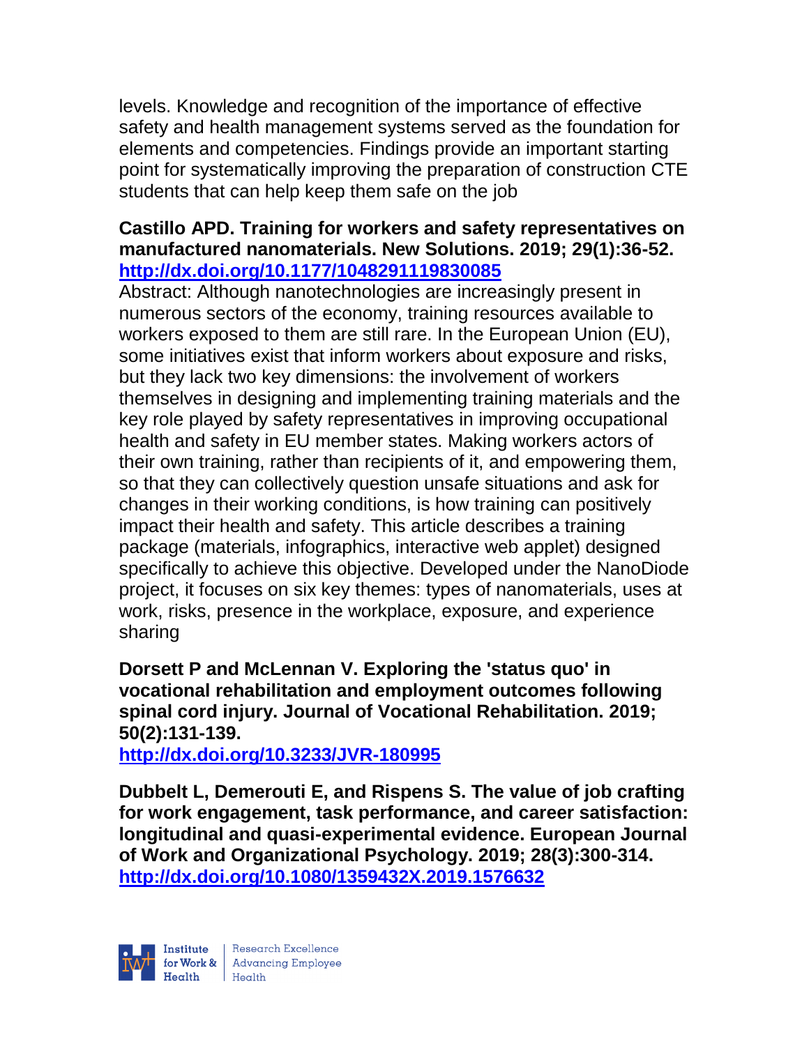levels. Knowledge and recognition of the importance of effective safety and health management systems served as the foundation for elements and competencies. Findings provide an important starting point for systematically improving the preparation of construction CTE students that can help keep them safe on the job

**Castillo APD. Training for workers and safety representatives on manufactured nanomaterials. New Solutions. 2019; 29(1):36-52. http://dx.doi.org/10.1177/1048291119830085**

Abstract: Although nanotechnologies are increasingly present in numerous sectors of the economy, training resources available to workers exposed to them are still rare. In the European Union (EU), some initiatives exist that inform workers about exposure and risks, but they lack two key dimensions: the involvement of workers themselves in designing and implementing training materials and the key role played by safety representatives in improving occupational health and safety in EU member states. Making workers actors of their own training, rather than recipients of it, and empowering them, so that they can collectively question unsafe situations and ask for changes in their working conditions, is how training can positively impact their health and safety. This article describes a training package (materials, infographics, interactive web applet) designed specifically to achieve this objective. Developed under the NanoDiode project, it focuses on six key themes: types of nanomaterials, uses at work, risks, presence in the workplace, exposure, and experience sharing

**Dorsett P and McLennan V. Exploring the 'status quo' in vocational rehabilitation and employment outcomes following spinal cord injury. Journal of Vocational Rehabilitation. 2019; 50(2):131-139. http://dx.doi.org/10.3233/JVR-180995**

**Dubbelt L, Demerouti E, and Rispens S. The value of job crafting for work engagement, task performance, and career satisfaction: longitudinal and quasi-experimental evidence. European Journal of Work and Organizational Psychology. 2019; 28(3):300-314. http://dx.doi.org/10.1080/1359432X.2019.1576632**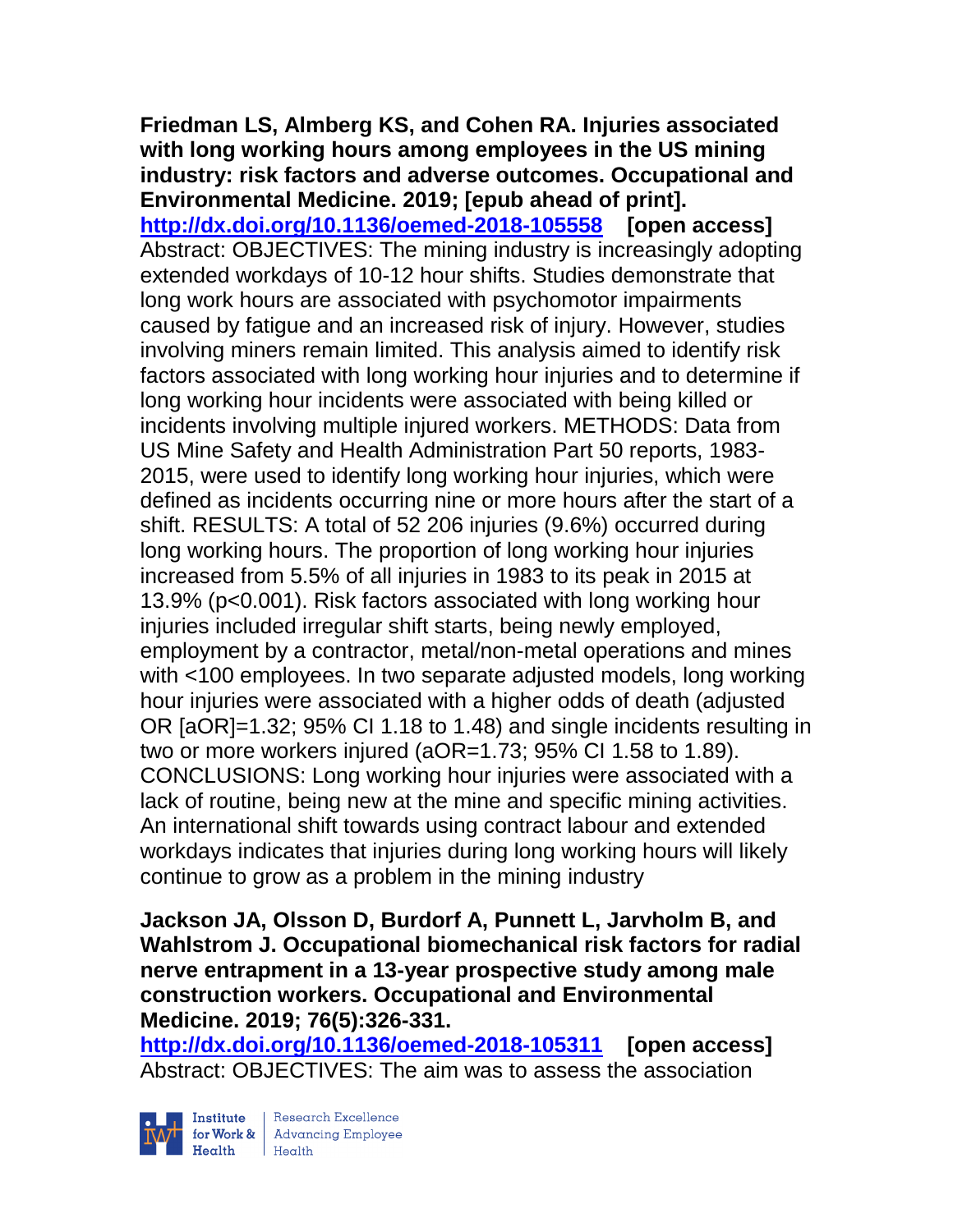**Friedman LS, Almberg KS, and Cohen RA. Injuries associated with long working hours among employees in the US mining industry: risk factors and adverse outcomes. Occupational and Environmental Medicine. 2019; [epub ahead of print].**
**http://dx.doi.org/10.1136/oemed-2018-105558 [open access]**
Abstract: OBJECTIVES: The mining industry is increasingly adopting extended workdays of 10-12 hour shifts. Studies demonstrate that long work hours are associated with psychomotor impairments caused by fatigue and an increased risk of injury. However, studies involving miners remain limited. This analysis aimed to identify risk factors associated with long working hour injuries and to determine if long working hour incidents were associated with being killed or incidents involving multiple injured workers. METHODS: Data from US Mine Safety and Health Administration Part 50 reports, 1983-2015, were used to identify long working hour injuries, which were defined as incidents occurring nine or more hours after the start of a shift. RESULTS: A total of 52 206 injuries (9.6%) occurred during long working hours. The proportion of long working hour injuries increased from 5.5% of all injuries in 1983 to its peak in 2015 at 13.9% ($p<0.001$). Risk factors associated with long working hour injuries included irregular shift starts, being newly employed, employment by a contractor, metal/non-metal operations and mines with <100 employees. In two separate adjusted models, long working hour injuries were associated with a higher odds of death (adjusted OR [aOR]=1.32; 95% CI 1.18 to 1.48) and single incidents resulting in two or more workers injured (aOR=1.73; 95% CI 1.58 to 1.89). CONCLUSIONS: Long working hour injuries were associated with a lack of routine, being new at the mine and specific mining activities. An international shift towards using contract labour and extended workdays indicates that injuries during long working hours will likely continue to grow as a problem in the mining industry

**Jackson JA, Olsson D, Burdorf A, Punnett L, Jarvholm B, and Wahlstrom J. Occupational biomechanical risk factors for radial nerve entrapment in a 13-year prospective study among male construction workers. Occupational and Environmental Medicine. 2019; 76(5):326-331.**
**http://dx.doi.org/10.1136/oemed-2018-105311 [open access]**
Abstract: OBJECTIVES: The aim was to assess the association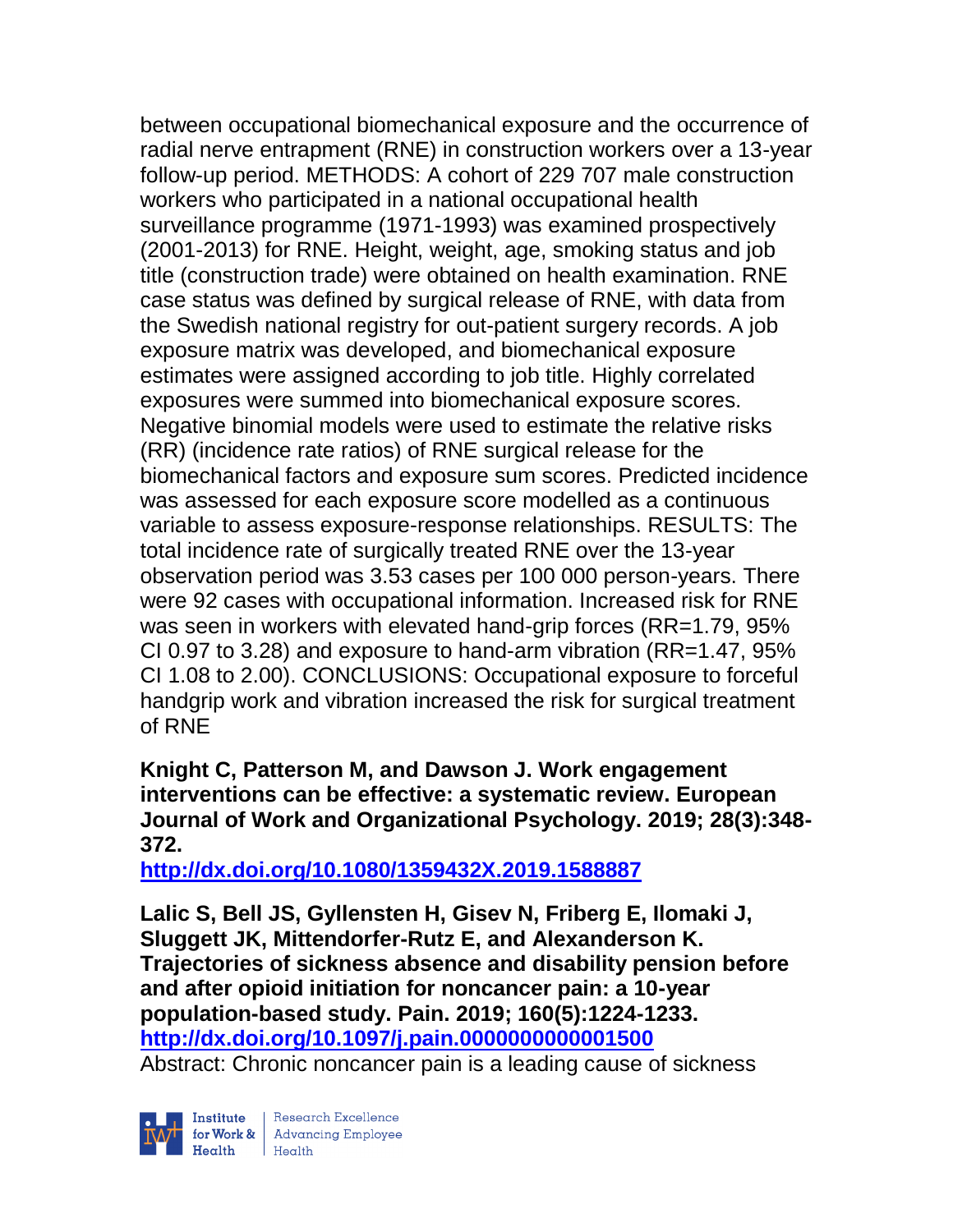between occupational biomechanical exposure and the occurrence of radial nerve entrapment (RNE) in construction workers over a 13-year follow-up period. METHODS: A cohort of 229 707 male construction workers who participated in a national occupational health surveillance programme (1971-1993) was examined prospectively (2001-2013) for RNE. Height, weight, age, smoking status and job title (construction trade) were obtained on health examination. RNE case status was defined by surgical release of RNE, with data from the Swedish national registry for out-patient surgery records. A job exposure matrix was developed, and biomechanical exposure estimates were assigned according to job title. Highly correlated exposures were summed into biomechanical exposure scores. Negative binomial models were used to estimate the relative risks (RR) (incidence rate ratios) of RNE surgical release for the biomechanical factors and exposure sum scores. Predicted incidence was assessed for each exposure score modelled as a continuous variable to assess exposure-response relationships. RESULTS: The total incidence rate of surgically treated RNE over the 13-year observation period was 3.53 cases per 100 000 person-years. There were 92 cases with occupational information. Increased risk for RNE was seen in workers with elevated hand-grip forces (RR=1.79, 95% CI 0.97 to 3.28) and exposure to hand-arm vibration (RR=1.47, 95% CI 1.08 to 2.00). CONCLUSIONS: Occupational exposure to forceful handgrip work and vibration increased the risk for surgical treatment of RNE

**Knight C, Patterson M, and Dawson J. Work engagement interventions can be effective: a systematic review. European Journal of Work and Organizational Psychology. 2019; 28(3):348-372.**
**http://dx.doi.org/10.1080/1359432X.2019.1588887**

**Lalic S, Bell JS, Gyllensten H, Gisev N, Friberg E, Ilomaki J, Sluggett JK, Mittendorfer-Rutz E, and Alexanderson K. Trajectories of sickness absence and disability pension before and after opioid initiation for noncancer pain: a 10-year population-based study. Pain. 2019; 160(5):1224-1233.**
**http://dx.doi.org/10.1097/j.pain.0000000000001500**
Abstract: Chronic noncancer pain is a leading cause of sickness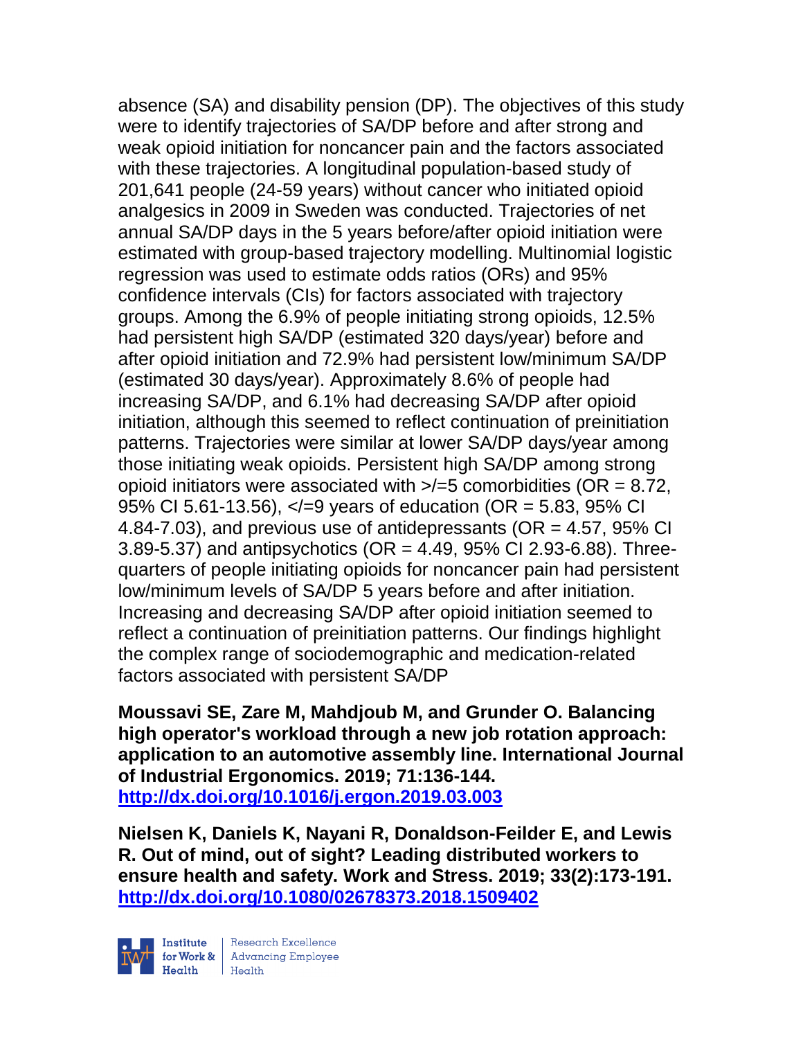absence (SA) and disability pension (DP). The objectives of this study were to identify trajectories of SA/DP before and after strong and weak opioid initiation for noncancer pain and the factors associated with these trajectories. A longitudinal population-based study of 201,641 people (24-59 years) without cancer who initiated opioid analgesics in 2009 in Sweden was conducted. Trajectories of net annual SA/DP days in the 5 years before/after opioid initiation were estimated with group-based trajectory modelling. Multinomial logistic regression was used to estimate odds ratios (ORs) and 95% confidence intervals (CIs) for factors associated with trajectory groups. Among the 6.9% of people initiating strong opioids, 12.5% had persistent high SA/DP (estimated 320 days/year) before and after opioid initiation and 72.9% had persistent low/minimum SA/DP (estimated 30 days/year). Approximately 8.6% of people had increasing SA/DP, and 6.1% had decreasing SA/DP after opioid initiation, although this seemed to reflect continuation of preinitiation patterns. Trajectories were similar at lower SA/DP days/year among those initiating weak opioids. Persistent high SA/DP among strong opioid initiators were associated with >/=5 comorbidities (OR = 8.72, 95% CI 5.61-13.56), </=9 years of education (OR = 5.83, 95% CI 4.84-7.03), and previous use of antidepressants (OR = 4.57, 95% CI 3.89-5.37) and antipsychotics (OR = 4.49, 95% CI 2.93-6.88). Three-quarters of people initiating opioids for noncancer pain had persistent low/minimum levels of SA/DP 5 years before and after initiation. Increasing and decreasing SA/DP after opioid initiation seemed to reflect a continuation of preinitiation patterns. Our findings highlight the complex range of sociodemographic and medication-related factors associated with persistent SA/DP

**Moussavi SE, Zare M, Mahdjoub M, and Grunder O. Balancing high operator's workload through a new job rotation approach: application to an automotive assembly line. International Journal of Industrial Ergonomics. 2019; 71:136-144.**
**http://dx.doi.org/10.1016/j.ergon.2019.03.003**

**Nielsen K, Daniels K, Nayani R, Donaldson-Feilder E, and Lewis R. Out of mind, out of sight? Leading distributed workers to ensure health and safety. Work and Stress. 2019; 33(2):173-191.**
**http://dx.doi.org/10.1080/02678373.2018.1509402**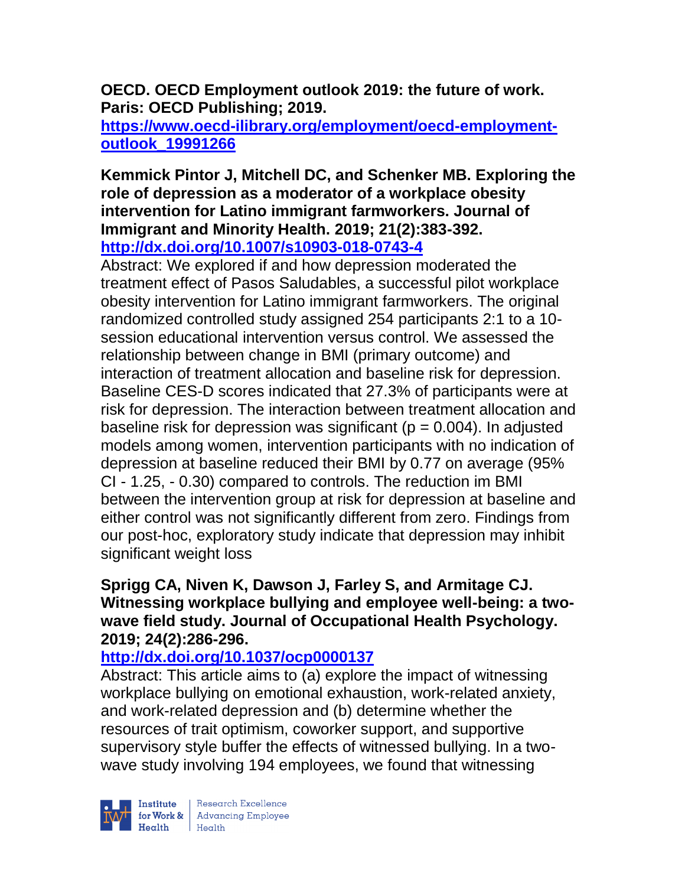**OECD. OECD Employment outlook 2019: the future of work. Paris: OECD Publishing; 2019.**
**https://www.oecd-ilibrary.org/employment/oecd-employment-outlook_19991266**

**Kemmick Pintor J, Mitchell DC, and Schenker MB. Exploring the role of depression as a moderator of a workplace obesity intervention for Latino immigrant farmworkers. Journal of Immigrant and Minority Health. 2019; 21(2):383-392.**
**http://dx.doi.org/10.1007/s10903-018-0743-4**

Abstract: We explored if and how depression moderated the treatment effect of Pasos Saludables, a successful pilot workplace obesity intervention for Latino immigrant farmworkers. The original randomized controlled study assigned 254 participants 2:1 to a 10-session educational intervention versus control. We assessed the relationship between change in BMI (primary outcome) and interaction of treatment allocation and baseline risk for depression. Baseline CES-D scores indicated that 27.3% of participants were at risk for depression. The interaction between treatment allocation and baseline risk for depression was significant ($p = 0.004$). In adjusted models among women, intervention participants with no indication of depression at baseline reduced their BMI by 0.77 on average (95% CI - 1.25, - 0.30) compared to controls. The reduction im BMI between the intervention group at risk for depression at baseline and either control was not significantly different from zero. Findings from our post-hoc, exploratory study indicate that depression may inhibit significant weight loss

**Sprigg CA, Niven K, Dawson J, Farley S, and Armitage CJ. Witnessing workplace bullying and employee well-being: a two-wave field study. Journal of Occupational Health Psychology. 2019; 24(2):286-296.**
**http://dx.doi.org/10.1037/ocp0000137**

Abstract: This article aims to (a) explore the impact of witnessing workplace bullying on emotional exhaustion, work-related anxiety, and work-related depression and (b) determine whether the resources of trait optimism, coworker support, and supportive supervisory style buffer the effects of witnessed bullying. In a two-wave study involving 194 employees, we found that witnessing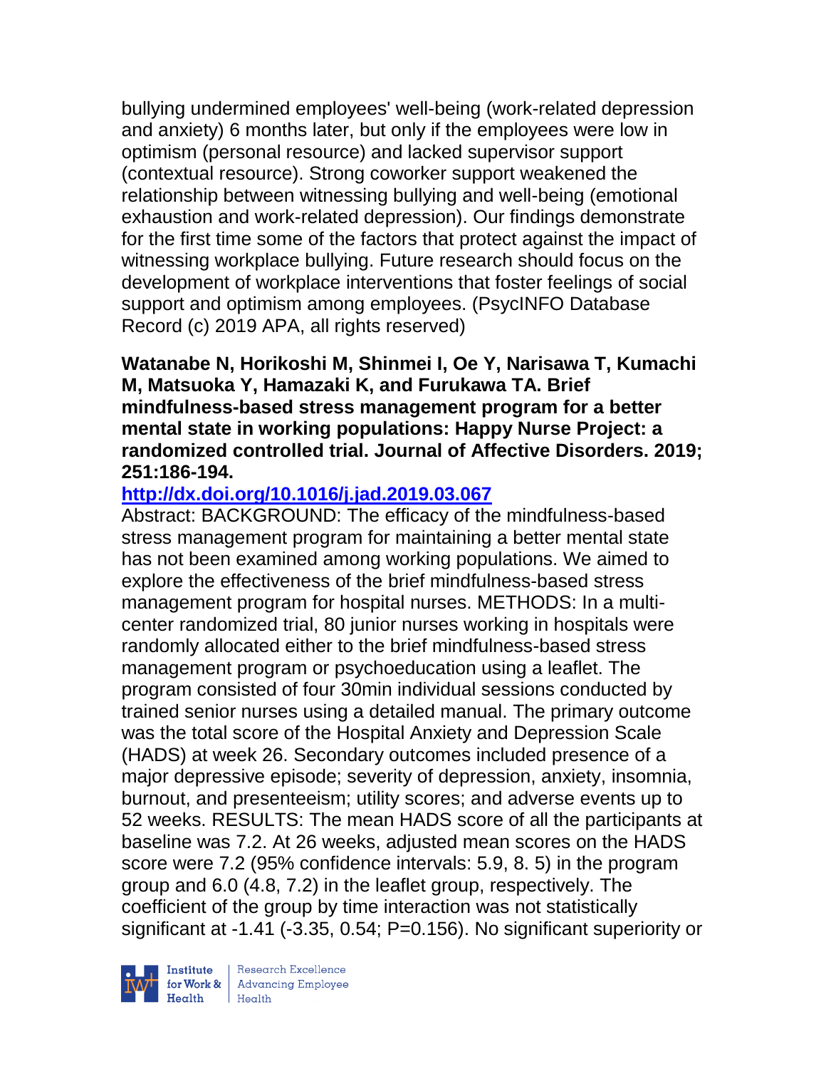bullying undermined employees' well-being (work-related depression and anxiety) 6 months later, but only if the employees were low in optimism (personal resource) and lacked supervisor support (contextual resource). Strong coworker support weakened the relationship between witnessing bullying and well-being (emotional exhaustion and work-related depression). Our findings demonstrate for the first time some of the factors that protect against the impact of witnessing workplace bullying. Future research should focus on the development of workplace interventions that foster feelings of social support and optimism among employees. (PsycINFO Database Record (c) 2019 APA, all rights reserved)

**Watanabe N, Horikoshi M, Shinmei I, Oe Y, Narisawa T, Kumachi M, Matsuoka Y, Hamazaki K, and Furukawa TA. Brief mindfulness-based stress management program for a better mental state in working populations: Happy Nurse Project: a randomized controlled trial. Journal of Affective Disorders. 2019; 251:186-194.**

**http://dx.doi.org/10.1016/j.jad.2019.03.067**

Abstract: BACKGROUND: The efficacy of the mindfulness-based stress management program for maintaining a better mental state has not been examined among working populations. We aimed to explore the effectiveness of the brief mindfulness-based stress management program for hospital nurses. METHODS: In a multi-center randomized trial, 80 junior nurses working in hospitals were randomly allocated either to the brief mindfulness-based stress management program or psychoeducation using a leaflet. The program consisted of four 30min individual sessions conducted by trained senior nurses using a detailed manual. The primary outcome was the total score of the Hospital Anxiety and Depression Scale (HADS) at week 26. Secondary outcomes included presence of a major depressive episode; severity of depression, anxiety, insomnia, burnout, and presenteeism; utility scores; and adverse events up to 52 weeks. RESULTS: The mean HADS score of all the participants at baseline was 7.2. At 26 weeks, adjusted mean scores on the HADS score were 7.2 (95% confidence intervals: 5.9, 8. 5) in the program group and 6.0 (4.8, 7.2) in the leaflet group, respectively. The coefficient of the group by time interaction was not statistically significant at -1.41 (-3.35, 0.54; P=0.156). No significant superiority or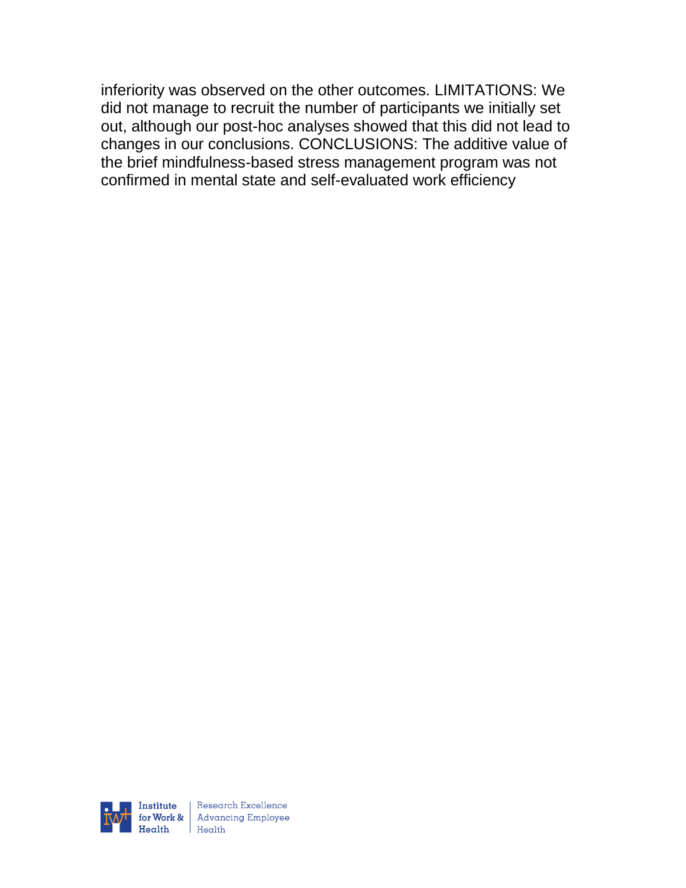inferiority was observed on the other outcomes. LIMITATIONS: We did not manage to recruit the number of participants we initially set out, although our post-hoc analyses showed that this did not lead to changes in our conclusions. CONCLUSIONS: The additive value of the brief mindfulness-based stress management program was not confirmed in mental state and self-evaluated work efficiency